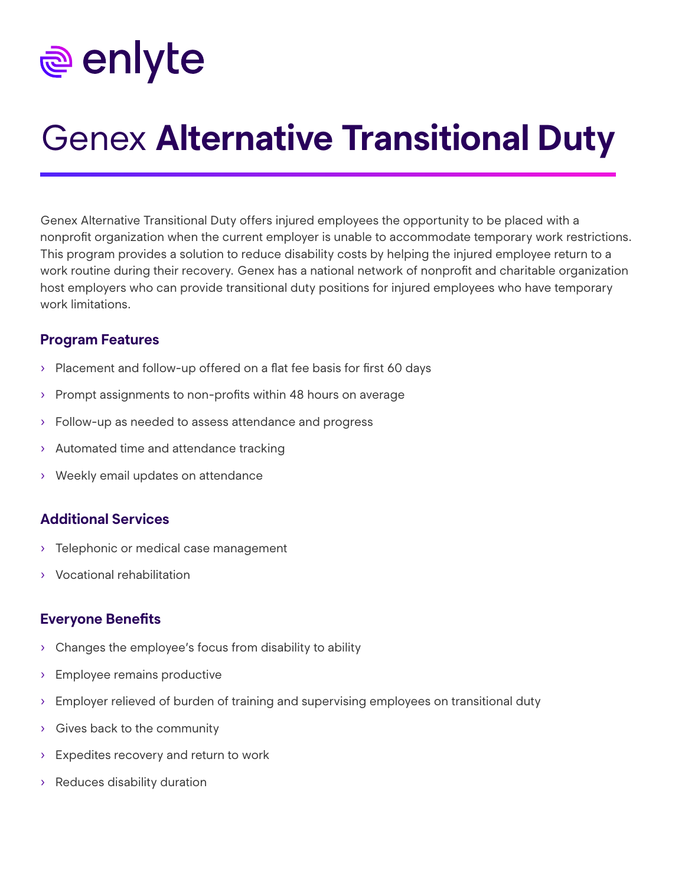enlyte

# Genex **Alternative Transitional Duty**

Genex Alternative Transitional Duty offers injured employees the opportunity to be placed with a nonprofit organization when the current employer is unable to accommodate temporary work restrictions. This program provides a solution to reduce disability costs by helping the injured employee return to a work routine during their recovery. Genex has a national network of nonprofit and charitable organization host employers who can provide transitional duty positions for injured employees who have temporary work limitations.

## Program Features

- Placement and follow-up offered on a flat fee basis for first 60 days
- Prompt assignments to non-profits within 48 hours on average
- Follow-up as needed to assess attendance and progress
- Automated time and attendance tracking
- Weekly email updates on attendance

## Additional Services

- Telephonic or medical case management
- Vocational rehabilitation

## Everyone Benefits

- Changes the employee's focus from disability to ability
- Employee remains productive
- Employer relieved of burden of training and supervising employees on transitional duty
- Gives back to the community
- Expedites recovery and return to work
- Reduces disability duration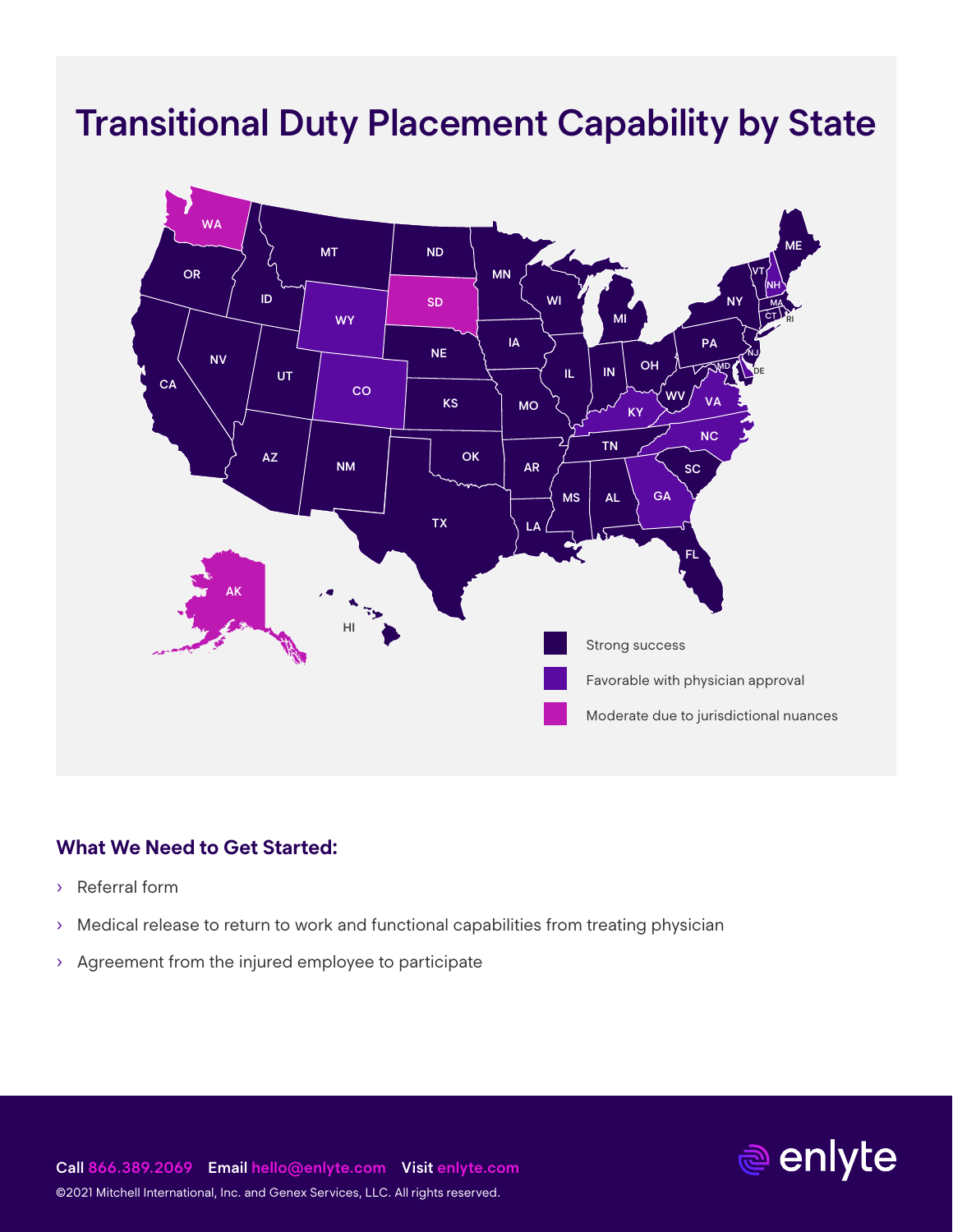# Transitional Duty Placement Capability by State

WA
OR
CA
MT
ID
NV
ND
SD
WY
UT
AZ
CO
NE
KS
NM
OK
TX
MN
IA
MO
AR
LA
WI
IL
MI
IN
OH
KY
TN
MS
AL
GA
FL
SC
NC
VA
WV
PA
NY
ME
VT
NH
MA
CT
RI
NJ
DE
MD
AK
HI

Strong success

Favorable with physician approval

Moderate due to jurisdictional nuances

## What We Need to Get Started:

- Referral form
- Medical release to return to work and functional capabilities from treating physician
- Agreement from the injured employee to participate

**Call** 866.389.2069 **Email** hello@enlyte.com **Visit** enlyte.com

©2021 Mitchell International, Inc. and Genex Services, LLC. All rights reserved.

enlyte